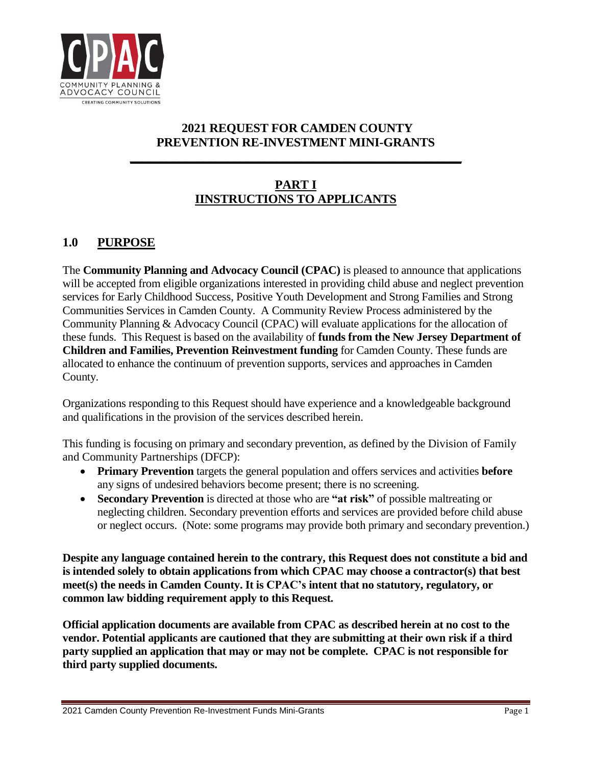# 2021 REQUEST FOR CAMDEN COUNTY PREVENTION RE-INVESTMENT MINI-GRANTS

## PART I
## IINSTRUCTIONS TO APPLICANTS

## 1.0 PURPOSE

The **Community Planning and Advocacy Council (CPAC)** is pleased to announce that applications will be accepted from eligible organizations interested in providing child abuse and neglect prevention services for Early Childhood Success, Positive Youth Development and Strong Families and Strong Communities Services in Camden County. A Community Review Process administered by the Community Planning & Advocacy Council (CPAC) will evaluate applications for the allocation of these funds. This Request is based on the availability of **funds from the New Jersey Department of Children and Families, Prevention Reinvestment funding** for Camden County. These funds are allocated to enhance the continuum of prevention supports, services and approaches in Camden County.

Organizations responding to this Request should have experience and a knowledgeable background and qualifications in the provision of the services described herein.

This funding is focusing on primary and secondary prevention, as defined by the Division of Family and Community Partnerships (DFCP):

- **Primary Prevention** targets the general population and offers services and activities **before** any signs of undesired behaviors become present; there is no screening.
- **Secondary Prevention** is directed at those who are **"at risk"** of possible maltreating or neglecting children. Secondary prevention efforts and services are provided before child abuse or neglect occurs. (Note: some programs may provide both primary and secondary prevention.)

**Despite any language contained herein to the contrary, this Request does not constitute a bid and is intended solely to obtain applications from which CPAC may choose a contractor(s) that best meet(s) the needs in Camden County. It is CPAC's intent that no statutory, regulatory, or common law bidding requirement apply to this Request.**

**Official application documents are available from CPAC as described herein at no cost to the vendor. Potential applicants are cautioned that they are submitting at their own risk if a third party supplied an application that may or may not be complete. CPAC is not responsible for third party supplied documents.**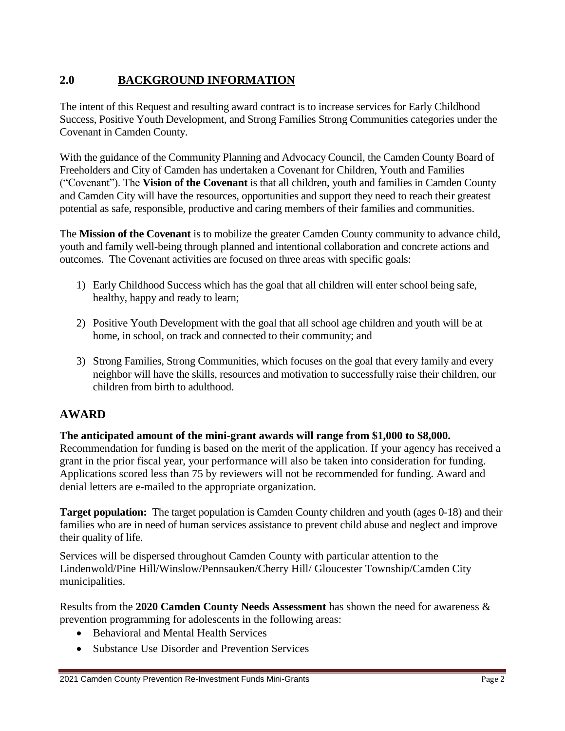## 2.0 BACKGROUND INFORMATION

The intent of this Request and resulting award contract is to increase services for Early Childhood Success, Positive Youth Development, and Strong Families Strong Communities categories under the Covenant in Camden County.

With the guidance of the Community Planning and Advocacy Council, the Camden County Board of Freeholders and City of Camden has undertaken a Covenant for Children, Youth and Families ("Covenant"). The **Vision of the Covenant** is that all children, youth and families in Camden County and Camden City will have the resources, opportunities and support they need to reach their greatest potential as safe, responsible, productive and caring members of their families and communities.

The **Mission of the Covenant** is to mobilize the greater Camden County community to advance child, youth and family well-being through planned and intentional collaboration and concrete actions and outcomes. The Covenant activities are focused on three areas with specific goals:

1) Early Childhood Success which has the goal that all children will enter school being safe, healthy, happy and ready to learn;

2) Positive Youth Development with the goal that all school age children and youth will be at home, in school, on track and connected to their community; and

3) Strong Families, Strong Communities, which focuses on the goal that every family and every neighbor will have the skills, resources and motivation to successfully raise their children, our children from birth to adulthood.

## AWARD

**The anticipated amount of the mini-grant awards will range from $1,000 to $8,000.** Recommendation for funding is based on the merit of the application. If your agency has received a grant in the prior fiscal year, your performance will also be taken into consideration for funding. Applications scored less than 75 by reviewers will not be recommended for funding. Award and denial letters are e-mailed to the appropriate organization.

**Target population:** The target population is Camden County children and youth (ages 0-18) and their families who are in need of human services assistance to prevent child abuse and neglect and improve their quality of life.

Services will be dispersed throughout Camden County with particular attention to the Lindenwold/Pine Hill/Winslow/Pennsauken/Cherry Hill/ Gloucester Township/Camden City municipalities.

Results from the **2020 Camden County Needs Assessment** has shown the need for awareness & prevention programming for adolescents in the following areas:

- Behavioral and Mental Health Services
- Substance Use Disorder and Prevention Services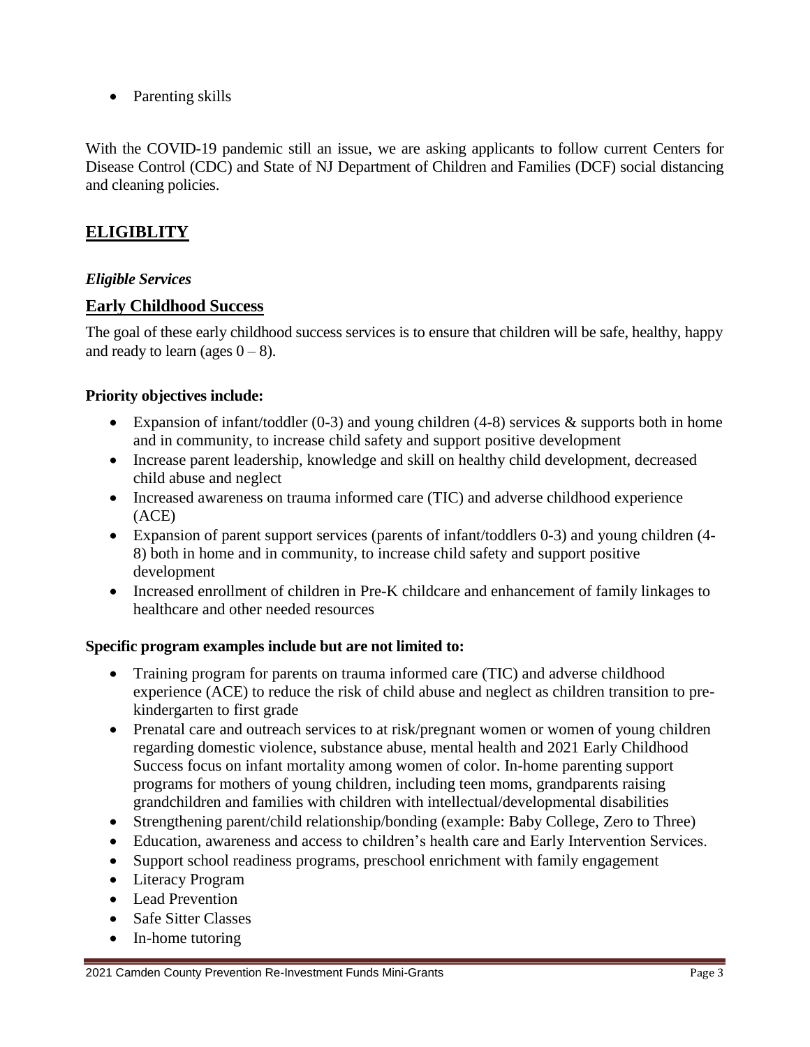- Parenting skills

With the COVID-19 pandemic still an issue, we are asking applicants to follow current Centers for Disease Control (CDC) and State of NJ Department of Children and Families (DCF) social distancing and cleaning policies.

## ELIGIBLITY

### *Eligible Services*

### Early Childhood Success

The goal of these early childhood success services is to ensure that children will be safe, healthy, happy and ready to learn (ages 0 – 8).

**Priority objectives include:**

- Expansion of infant/toddler (0-3) and young children (4-8) services & supports both in home and in community, to increase child safety and support positive development
- Increase parent leadership, knowledge and skill on healthy child development, decreased child abuse and neglect
- Increased awareness on trauma informed care (TIC) and adverse childhood experience (ACE)
- Expansion of parent support services (parents of infant/toddlers 0-3) and young children (4-8) both in home and in community, to increase child safety and support positive development
- Increased enrollment of children in Pre-K childcare and enhancement of family linkages to healthcare and other needed resources

**Specific program examples include but are not limited to:**

- Training program for parents on trauma informed care (TIC) and adverse childhood experience (ACE) to reduce the risk of child abuse and neglect as children transition to pre-kindergarten to first grade
- Prenatal care and outreach services to at risk/pregnant women or women of young children regarding domestic violence, substance abuse, mental health and 2021 Early Childhood Success focus on infant mortality among women of color. In-home parenting support programs for mothers of young children, including teen moms, grandparents raising grandchildren and families with children with intellectual/developmental disabilities
- Strengthening parent/child relationship/bonding (example: Baby College, Zero to Three)
- Education, awareness and access to children's health care and Early Intervention Services.
- Support school readiness programs, preschool enrichment with family engagement
- Literacy Program
- Lead Prevention
- Safe Sitter Classes
- In-home tutoring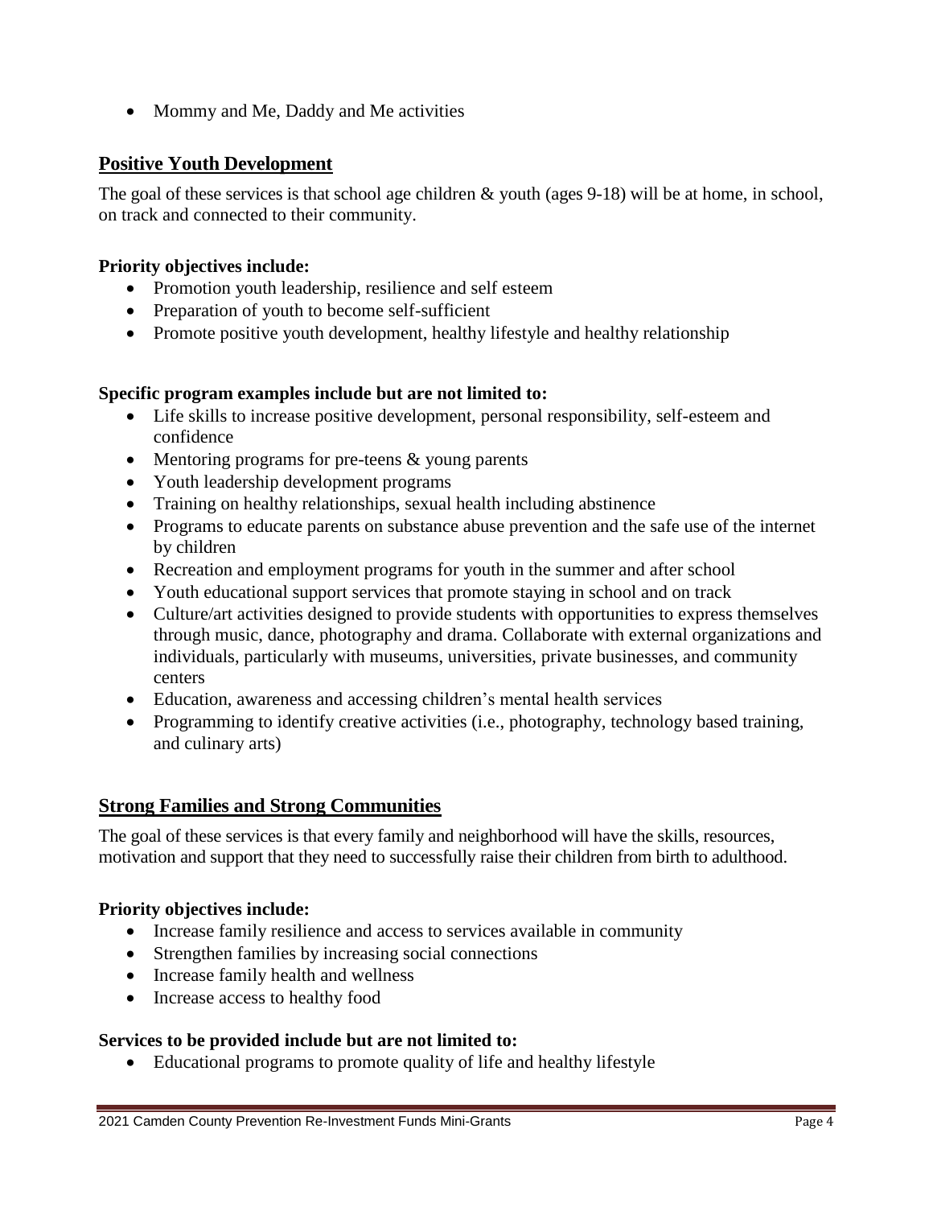- Mommy and Me, Daddy and Me activities

## Positive Youth Development

The goal of these services is that school age children & youth (ages 9-18) will be at home, in school, on track and connected to their community.

**Priority objectives include:**

- Promotion youth leadership, resilience and self esteem
- Preparation of youth to become self-sufficient
- Promote positive youth development, healthy lifestyle and healthy relationship

**Specific program examples include but are not limited to:**

- Life skills to increase positive development, personal responsibility, self-esteem and confidence
- Mentoring programs for pre-teens & young parents
- Youth leadership development programs
- Training on healthy relationships, sexual health including abstinence
- Programs to educate parents on substance abuse prevention and the safe use of the internet by children
- Recreation and employment programs for youth in the summer and after school
- Youth educational support services that promote staying in school and on track
- Culture/art activities designed to provide students with opportunities to express themselves through music, dance, photography and drama. Collaborate with external organizations and individuals, particularly with museums, universities, private businesses, and community centers
- Education, awareness and accessing children's mental health services
- Programming to identify creative activities (i.e., photography, technology based training, and culinary arts)

## Strong Families and Strong Communities

The goal of these services is that every family and neighborhood will have the skills, resources, motivation and support that they need to successfully raise their children from birth to adulthood.

**Priority objectives include:**

- Increase family resilience and access to services available in community
- Strengthen families by increasing social connections
- Increase family health and wellness
- Increase access to healthy food

**Services to be provided include but are not limited to:**

- Educational programs to promote quality of life and healthy lifestyle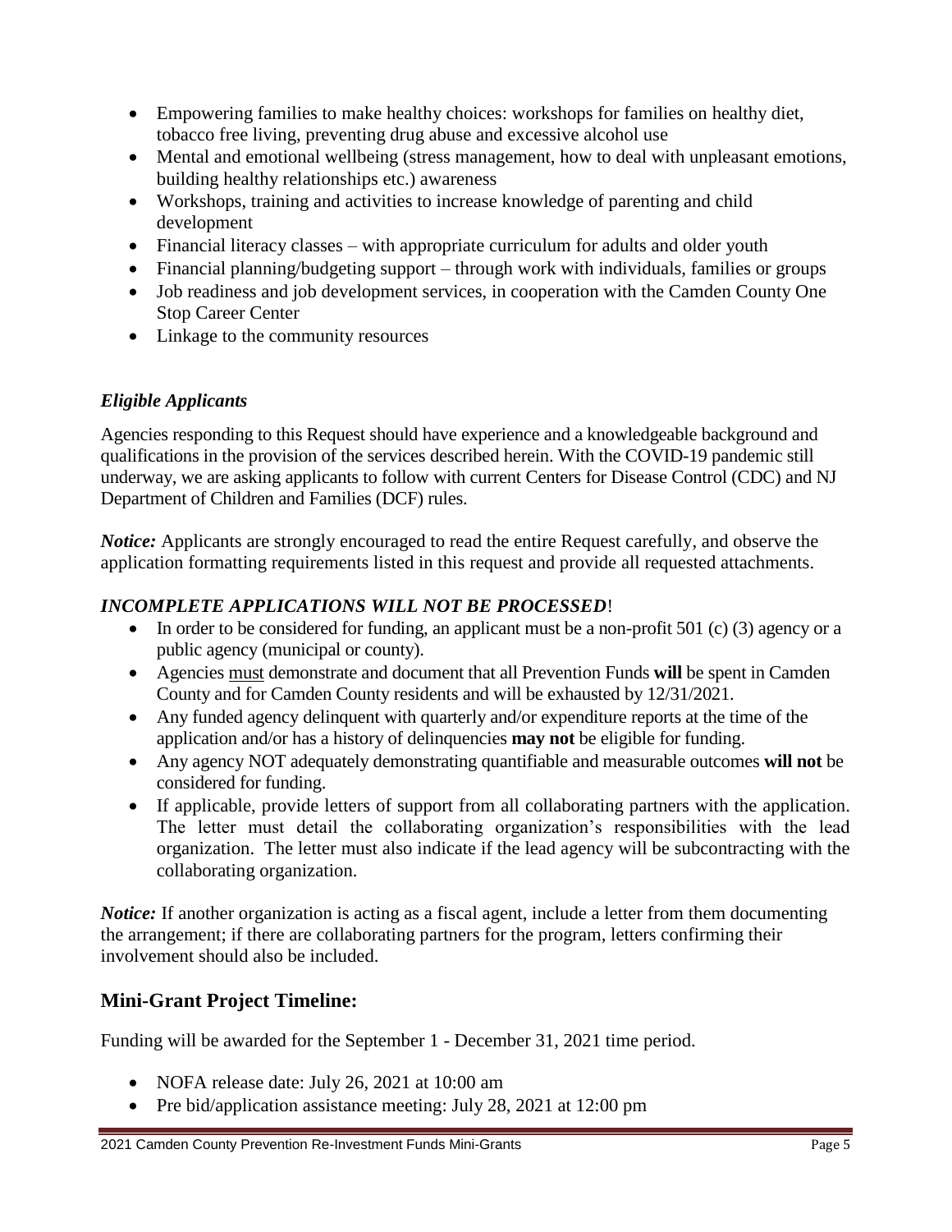- Empowering families to make healthy choices: workshops for families on healthy diet, tobacco free living, preventing drug abuse and excessive alcohol use
- Mental and emotional wellbeing (stress management, how to deal with unpleasant emotions, building healthy relationships etc.) awareness
- Workshops, training and activities to increase knowledge of parenting and child development
- Financial literacy classes – with appropriate curriculum for adults and older youth
- Financial planning/budgeting support – through work with individuals, families or groups
- Job readiness and job development services, in cooperation with the Camden County One Stop Career Center
- Linkage to the community resources

### *Eligible Applicants*

Agencies responding to this Request should have experience and a knowledgeable background and qualifications in the provision of the services described herein. With the COVID-19 pandemic still underway, we are asking applicants to follow with current Centers for Disease Control (CDC) and NJ Department of Children and Families (DCF) rules.

***Notice:*** Applicants are strongly encouraged to read the entire Request carefully, and observe the application formatting requirements listed in this request and provide all requested attachments.

***INCOMPLETE APPLICATIONS WILL NOT BE PROCESSED*!**

- In order to be considered for funding, an applicant must be a non-profit 501 (c) (3) agency or a public agency (municipal or county).
- Agencies <u>must</u> demonstrate and document that all Prevention Funds **will** be spent in Camden County and for Camden County residents and will be exhausted by 12/31/2021.
- Any funded agency delinquent with quarterly and/or expenditure reports at the time of the application and/or has a history of delinquencies **may not** be eligible for funding.
- Any agency NOT adequately demonstrating quantifiable and measurable outcomes **will not** be considered for funding.
- If applicable, provide letters of support from all collaborating partners with the application. The letter must detail the collaborating organization's responsibilities with the lead organization. The letter must also indicate if the lead agency will be subcontracting with the collaborating organization.

***Notice:*** If another organization is acting as a fiscal agent, include a letter from them documenting the arrangement; if there are collaborating partners for the program, letters confirming their involvement should also be included.

## Mini-Grant Project Timeline:

Funding will be awarded for the September 1 - December 31, 2021 time period.

- NOFA release date: July 26, 2021 at 10:00 am
- Pre bid/application assistance meeting: July 28, 2021 at 12:00 pm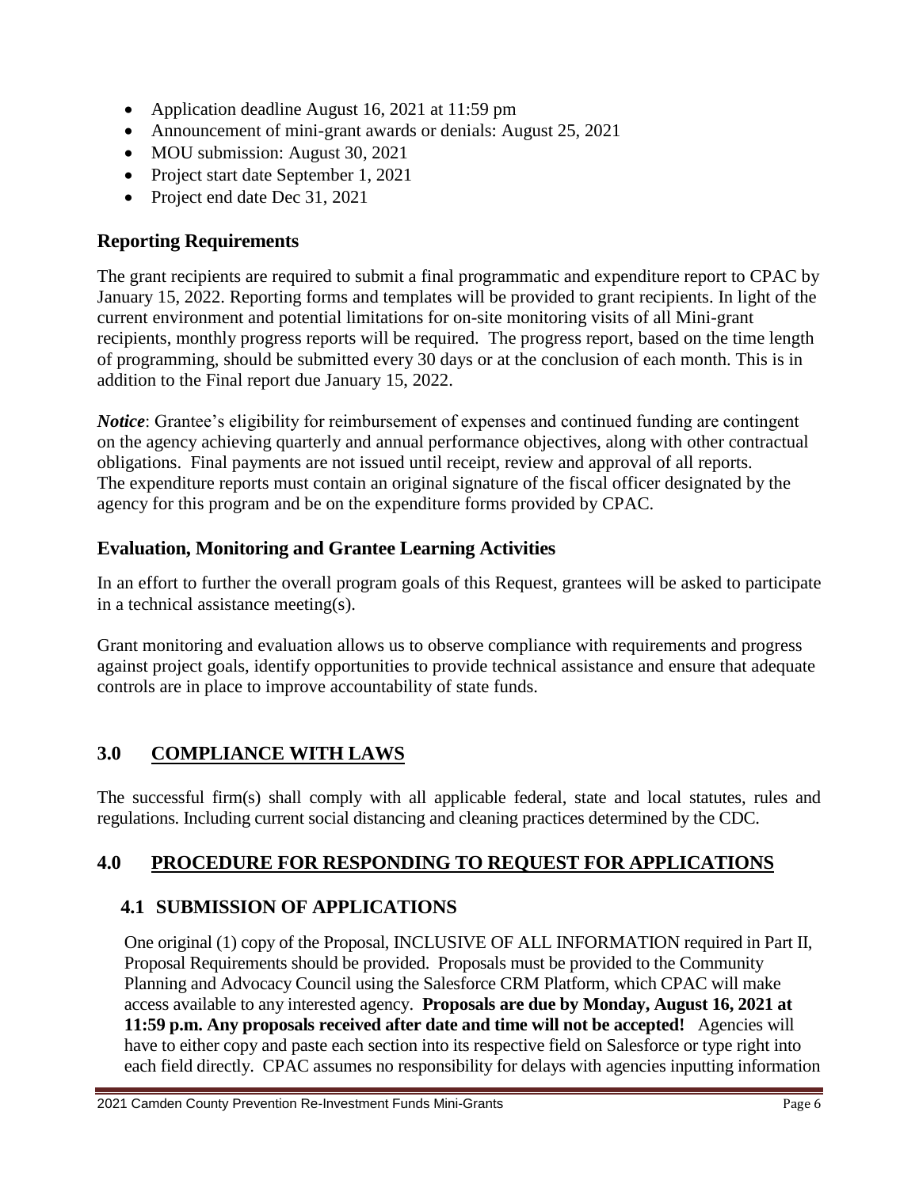- Application deadline August 16, 2021 at 11:59 pm
- Announcement of mini-grant awards or denials: August 25, 2021
- MOU submission: August 30, 2021
- Project start date September 1, 2021
- Project end date Dec 31, 2021

### Reporting Requirements

The grant recipients are required to submit a final programmatic and expenditure report to CPAC by January 15, 2022. Reporting forms and templates will be provided to grant recipients. In light of the current environment and potential limitations for on-site monitoring visits of all Mini-grant recipients, monthly progress reports will be required. The progress report, based on the time length of programming, should be submitted every 30 days or at the conclusion of each month. This is in addition to the Final report due January 15, 2022.

***Notice***: Grantee's eligibility for reimbursement of expenses and continued funding are contingent on the agency achieving quarterly and annual performance objectives, along with other contractual obligations. Final payments are not issued until receipt, review and approval of all reports. The expenditure reports must contain an original signature of the fiscal officer designated by the agency for this program and be on the expenditure forms provided by CPAC.

### Evaluation, Monitoring and Grantee Learning Activities

In an effort to further the overall program goals of this Request, grantees will be asked to participate in a technical assistance meeting(s).

Grant monitoring and evaluation allows us to observe compliance with requirements and progress against project goals, identify opportunities to provide technical assistance and ensure that adequate controls are in place to improve accountability of state funds.

## 3.0 COMPLIANCE WITH LAWS

The successful firm(s) shall comply with all applicable federal, state and local statutes, rules and regulations. Including current social distancing and cleaning practices determined by the CDC.

## 4.0 PROCEDURE FOR RESPONDING TO REQUEST FOR APPLICATIONS

### 4.1 SUBMISSION OF APPLICATIONS

One original (1) copy of the Proposal, INCLUSIVE OF ALL INFORMATION required in Part II, Proposal Requirements should be provided. Proposals must be provided to the Community Planning and Advocacy Council using the Salesforce CRM Platform, which CPAC will make access available to any interested agency. **Proposals are due by Monday, August 16, 2021 at 11:59 p.m. Any proposals received after date and time will not be accepted!** Agencies will have to either copy and paste each section into its respective field on Salesforce or type right into each field directly. CPAC assumes no responsibility for delays with agencies inputting information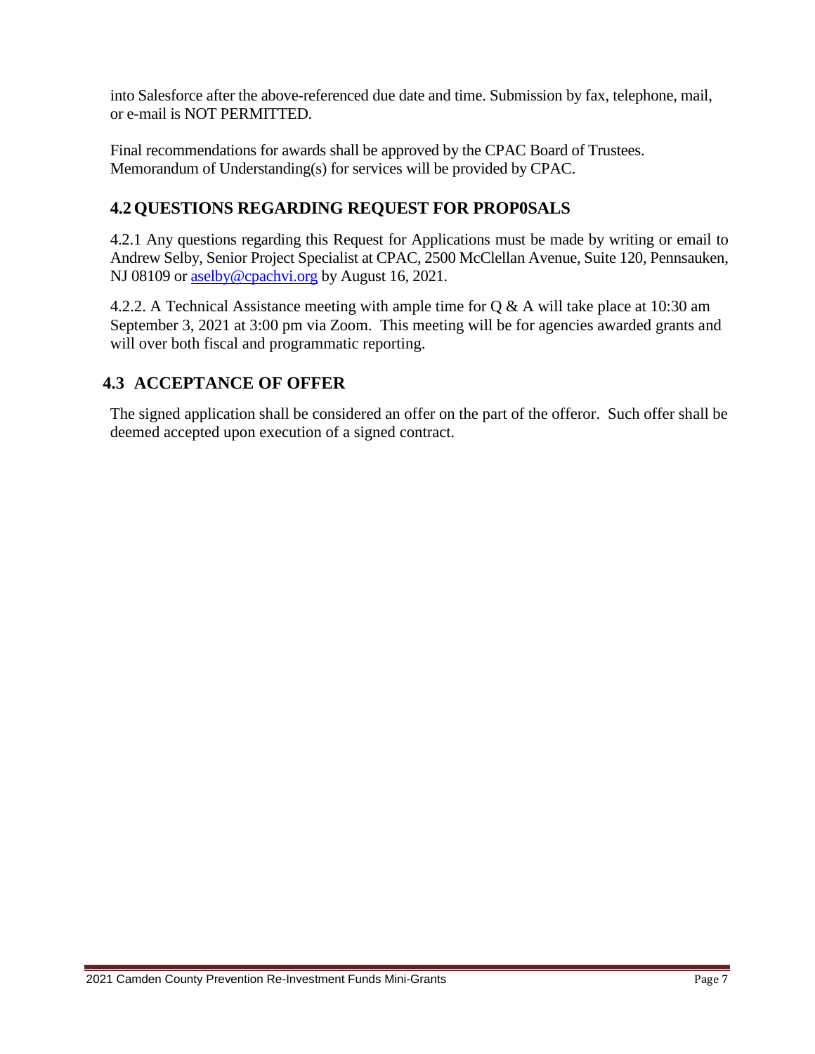into Salesforce after the above-referenced due date and time. Submission by fax, telephone, mail, or e-mail is NOT PERMITTED.

Final recommendations for awards shall be approved by the CPAC Board of Trustees. Memorandum of Understanding(s) for services will be provided by CPAC.

## 4.2 QUESTIONS REGARDING REQUEST FOR PROP0SALS

4.2.1 Any questions regarding this Request for Applications must be made by writing or email to Andrew Selby, Senior Project Specialist at CPAC, 2500 McClellan Avenue, Suite 120, Pennsauken, NJ 08109 or aselby@cpachvi.org by August 16, 2021.

4.2.2. A Technical Assistance meeting with ample time for Q & A will take place at 10:30 am September 3, 2021 at 3:00 pm via Zoom. This meeting will be for agencies awarded grants and will over both fiscal and programmatic reporting.

## 4.3 ACCEPTANCE OF OFFER

The signed application shall be considered an offer on the part of the offeror. Such offer shall be deemed accepted upon execution of a signed contract.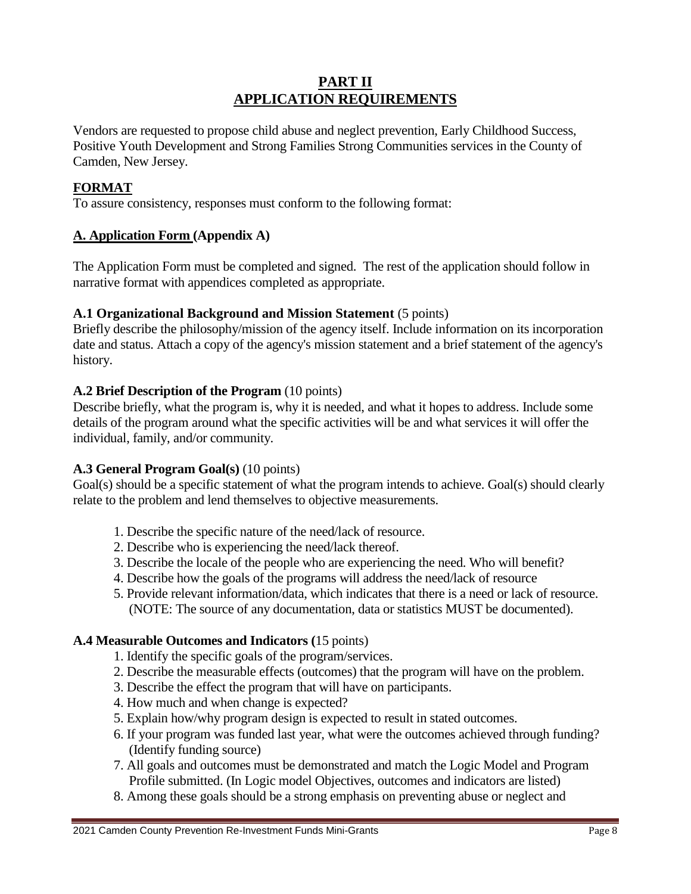# PART II
# APPLICATION REQUIREMENTS

Vendors are requested to propose child abuse and neglect prevention, Early Childhood Success, Positive Youth Development and Strong Families Strong Communities services in the County of Camden, New Jersey.

## FORMAT

To assure consistency, responses must conform to the following format:

### A. Application Form (Appendix A)

The Application Form must be completed and signed. The rest of the application should follow in narrative format with appendices completed as appropriate.

**A.1 Organizational Background and Mission Statement** (5 points)
Briefly describe the philosophy/mission of the agency itself. Include information on its incorporation date and status. Attach a copy of the agency's mission statement and a brief statement of the agency's history.

**A.2 Brief Description of the Program** (10 points)
Describe briefly, what the program is, why it is needed, and what it hopes to address. Include some details of the program around what the specific activities will be and what services it will offer the individual, family, and/or community.

**A.3 General Program Goal(s)** (10 points)
Goal(s) should be a specific statement of what the program intends to achieve. Goal(s) should clearly relate to the problem and lend themselves to objective measurements.

1. Describe the specific nature of the need/lack of resource.
2. Describe who is experiencing the need/lack thereof.
3. Describe the locale of the people who are experiencing the need. Who will benefit?
4. Describe how the goals of the programs will address the need/lack of resource
5. Provide relevant information/data, which indicates that there is a need or lack of resource. (NOTE: The source of any documentation, data or statistics MUST be documented).

**A.4 Measurable Outcomes and Indicators (**15 points)

1. Identify the specific goals of the program/services.
2. Describe the measurable effects (outcomes) that the program will have on the problem.
3. Describe the effect the program that will have on participants.
4. How much and when change is expected?
5. Explain how/why program design is expected to result in stated outcomes.
6. If your program was funded last year, what were the outcomes achieved through funding? (Identify funding source)
7. All goals and outcomes must be demonstrated and match the Logic Model and Program Profile submitted. (In Logic model Objectives, outcomes and indicators are listed)
8. Among these goals should be a strong emphasis on preventing abuse or neglect and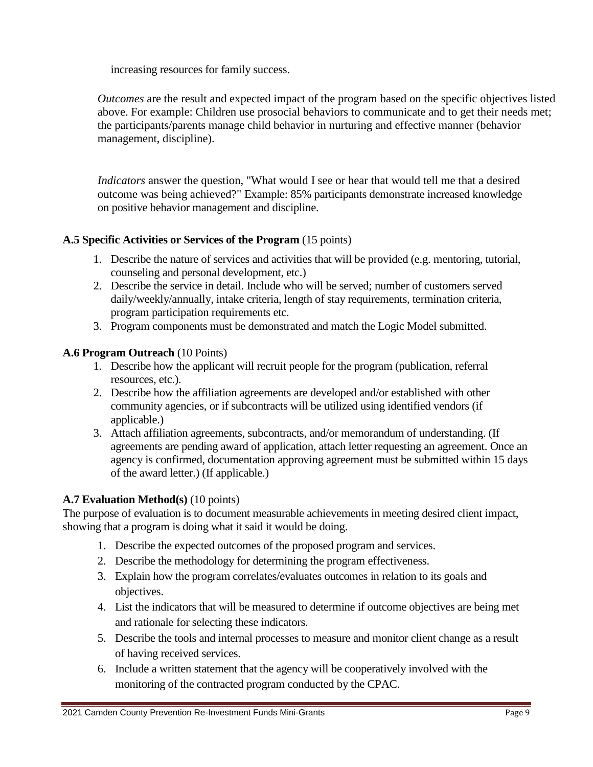increasing resources for family success.

*Outcomes* are the result and expected impact of the program based on the specific objectives listed above. For example: Children use prosocial behaviors to communicate and to get their needs met; the participants/parents manage child behavior in nurturing and effective manner (behavior management, discipline).

*Indicators* answer the question, "What would I see or hear that would tell me that a desired outcome was being achieved?" Example: 85% participants demonstrate increased knowledge on positive behavior management and discipline.

**A.5 Specific Activities or Services of the Program** (15 points)

1. Describe the nature of services and activities that will be provided (e.g. mentoring, tutorial, counseling and personal development, etc.)
2. Describe the service in detail. Include who will be served; number of customers served daily/weekly/annually, intake criteria, length of stay requirements, termination criteria, program participation requirements etc.
3. Program components must be demonstrated and match the Logic Model submitted.

**A.6 Program Outreach** (10 Points)

1. Describe how the applicant will recruit people for the program (publication, referral resources, etc.).
2. Describe how the affiliation agreements are developed and/or established with other community agencies, or if subcontracts will be utilized using identified vendors (if applicable.)
3. Attach affiliation agreements, subcontracts, and/or memorandum of understanding. (If agreements are pending award of application, attach letter requesting an agreement. Once an agency is confirmed, documentation approving agreement must be submitted within 15 days of the award letter.) (If applicable.)

**A.7 Evaluation Method(s)** (10 points)

The purpose of evaluation is to document measurable achievements in meeting desired client impact, showing that a program is doing what it said it would be doing.

1. Describe the expected outcomes of the proposed program and services.
2. Describe the methodology for determining the program effectiveness.
3. Explain how the program correlates/evaluates outcomes in relation to its goals and objectives.
4. List the indicators that will be measured to determine if outcome objectives are being met and rationale for selecting these indicators.
5. Describe the tools and internal processes to measure and monitor client change as a result of having received services.
6. Include a written statement that the agency will be cooperatively involved with the monitoring of the contracted program conducted by the CPAC.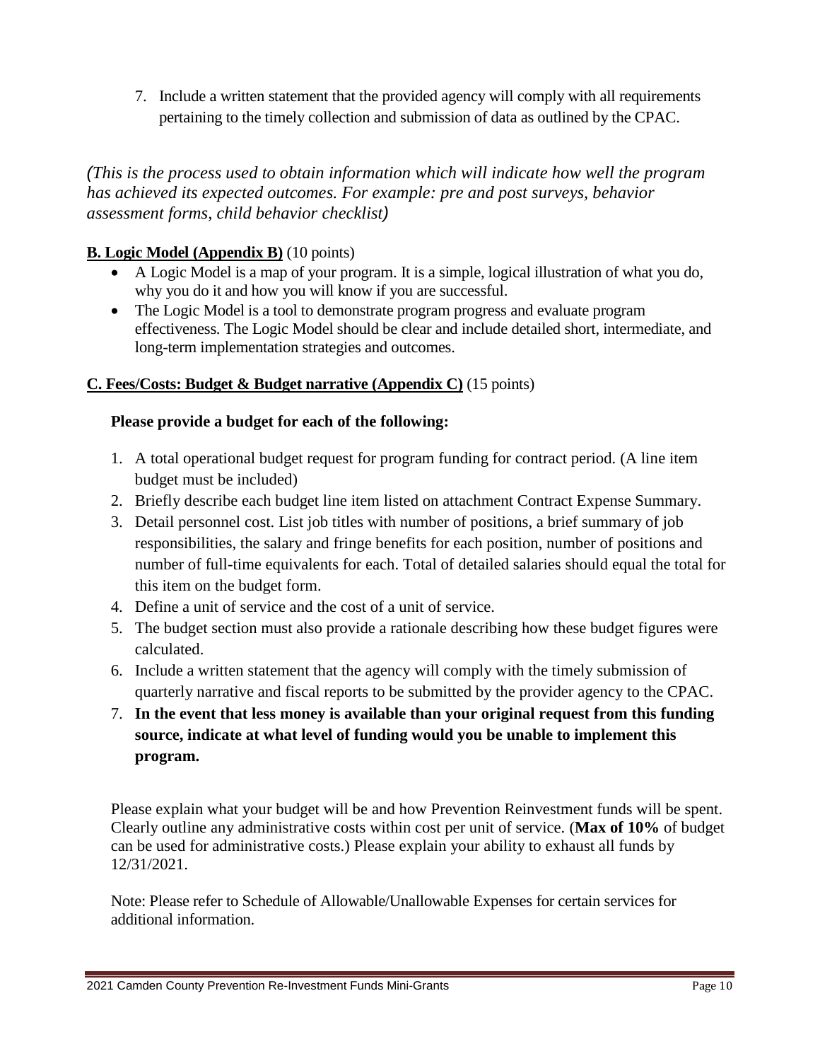7. Include a written statement that the provided agency will comply with all requirements pertaining to the timely collection and submission of data as outlined by the CPAC.

*(This is the process used to obtain information which will indicate how well the program has achieved its expected outcomes. For example: pre and post surveys, behavior assessment forms, child behavior checklist)*

**B. Logic Model (Appendix B)** (10 points)

- A Logic Model is a map of your program. It is a simple, logical illustration of what you do, why you do it and how you will know if you are successful.
- The Logic Model is a tool to demonstrate program progress and evaluate program effectiveness. The Logic Model should be clear and include detailed short, intermediate, and long-term implementation strategies and outcomes.

**C. Fees/Costs: Budget & Budget narrative (Appendix C)** (15 points)

**Please provide a budget for each of the following:**

1. A total operational budget request for program funding for contract period. (A line item budget must be included)
2. Briefly describe each budget line item listed on attachment Contract Expense Summary.
3. Detail personnel cost. List job titles with number of positions, a brief summary of job responsibilities, the salary and fringe benefits for each position, number of positions and number of full-time equivalents for each. Total of detailed salaries should equal the total for this item on the budget form.
4. Define a unit of service and the cost of a unit of service.
5. The budget section must also provide a rationale describing how these budget figures were calculated.
6. Include a written statement that the agency will comply with the timely submission of quarterly narrative and fiscal reports to be submitted by the provider agency to the CPAC.
7. **In the event that less money is available than your original request from this funding source, indicate at what level of funding would you be unable to implement this program.**

Please explain what your budget will be and how Prevention Reinvestment funds will be spent. Clearly outline any administrative costs within cost per unit of service. (**Max of 10%** of budget can be used for administrative costs.) Please explain your ability to exhaust all funds by 12/31/2021.

Note: Please refer to Schedule of Allowable/Unallowable Expenses for certain services for additional information.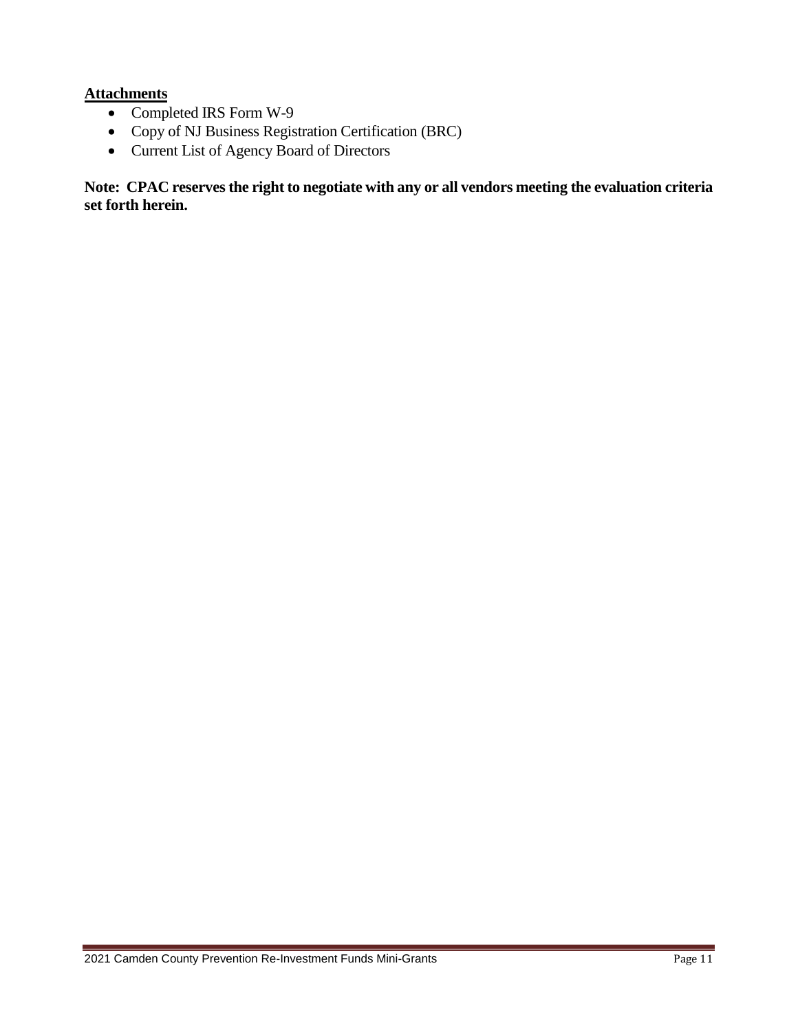**Attachments**

- Completed IRS Form W-9
- Copy of NJ Business Registration Certification (BRC)
- Current List of Agency Board of Directors

**Note: CPAC reserves the right to negotiate with any or all vendors meeting the evaluation criteria set forth herein.**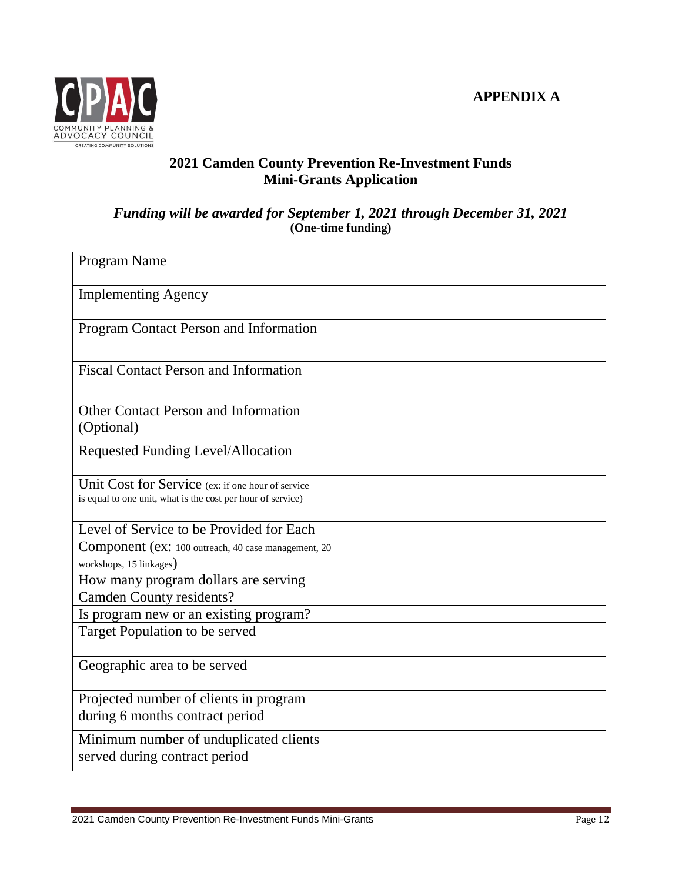**APPENDIX A**

## 2021 Camden County Prevention Re-Investment Funds Mini-Grants Application

***Funding will be awarded for September 1, 2021 through December 31, 2021***
**(One-time funding)**

| | |
|---|---|
| Program Name | |
| Implementing Agency | |
| Program Contact Person and Information | |
| Fiscal Contact Person and Information | |
| Other Contact Person and Information (Optional) | |
| Requested Funding Level/Allocation | |
| Unit Cost for Service (ex: if one hour of service is equal to one unit, what is the cost per hour of service) | |
| Level of Service to be Provided for Each Component (ex: 100 outreach, 40 case management, 20 workshops, 15 linkages) | |
| How many program dollars are serving Camden County residents? | |
| Is program new or an existing program? | |
| Target Population to be served | |
| Geographic area to be served | |
| Projected number of clients in program during 6 months contract period | |
| Minimum number of unduplicated clients served during contract period | |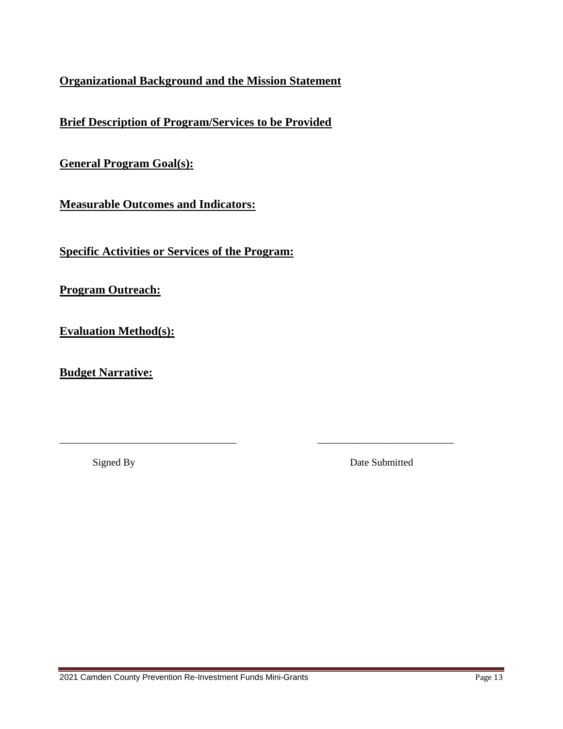**<u>Organizational Background and the Mission Statement</u>**

**<u>Brief Description of Program/Services to be Provided</u>**

**<u>General Program Goal(s):</u>**

**<u>Measurable Outcomes and Indicators:</u>**

**<u>Specific Activities or Services of the Program:</u>**

**<u>Program Outreach:</u>**

**<u>Evaluation Method(s):</u>**

**<u>Budget Narrative:</u>**

\_\_\_\_\_\_\_\_\_\_\_\_\_\_\_\_\_\_\_\_\_\_\_\_\_\_\_\_\_\_\_\_\_\_ \_\_\_\_\_\_\_\_\_\_\_\_\_\_\_\_\_\_\_\_\_\_\_\_\_\_\_

Signed By Date Submitted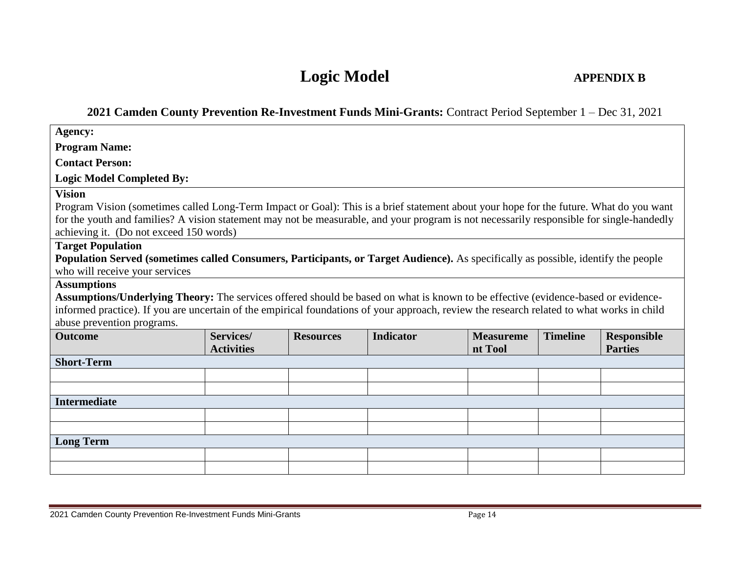# Logic Model

**APPENDIX B**

**2021 Camden County Prevention Re-Investment Funds Mini-Grants:** Contract Period September 1 – Dec 31, 2021

**Agency:**

**Program Name:**

**Contact Person:**

**Logic Model Completed By:**

**Vision**

Program Vision (sometimes called Long-Term Impact or Goal): This is a brief statement about your hope for the future. What do you want for the youth and families? A vision statement may not be measurable, and your program is not necessarily responsible for single-handedly achieving it. (Do not exceed 150 words)

**Target Population**

**Population Served (sometimes called Consumers, Participants, or Target Audience).** As specifically as possible, identify the people who will receive your services

**Assumptions**

**Assumptions/Underlying Theory:** The services offered should be based on what is known to be effective (evidence-based or evidence-informed practice). If you are uncertain of the empirical foundations of your approach, review the research related to what works in child abuse prevention programs.

| Outcome | Services/ Activities | Resources | Indicator | Measurement Tool | Timeline | Responsible Parties |
|---|---|---|---|---|---|---|
| **Short-Term** | | | | | | |
| | | | | | | |
| | | | | | | |
| **Intermediate** | | | | | | |
| | | | | | | |
| | | | | | | |
| **Long Term** | | | | | | |
| | | | | | | |
| | | | | | | |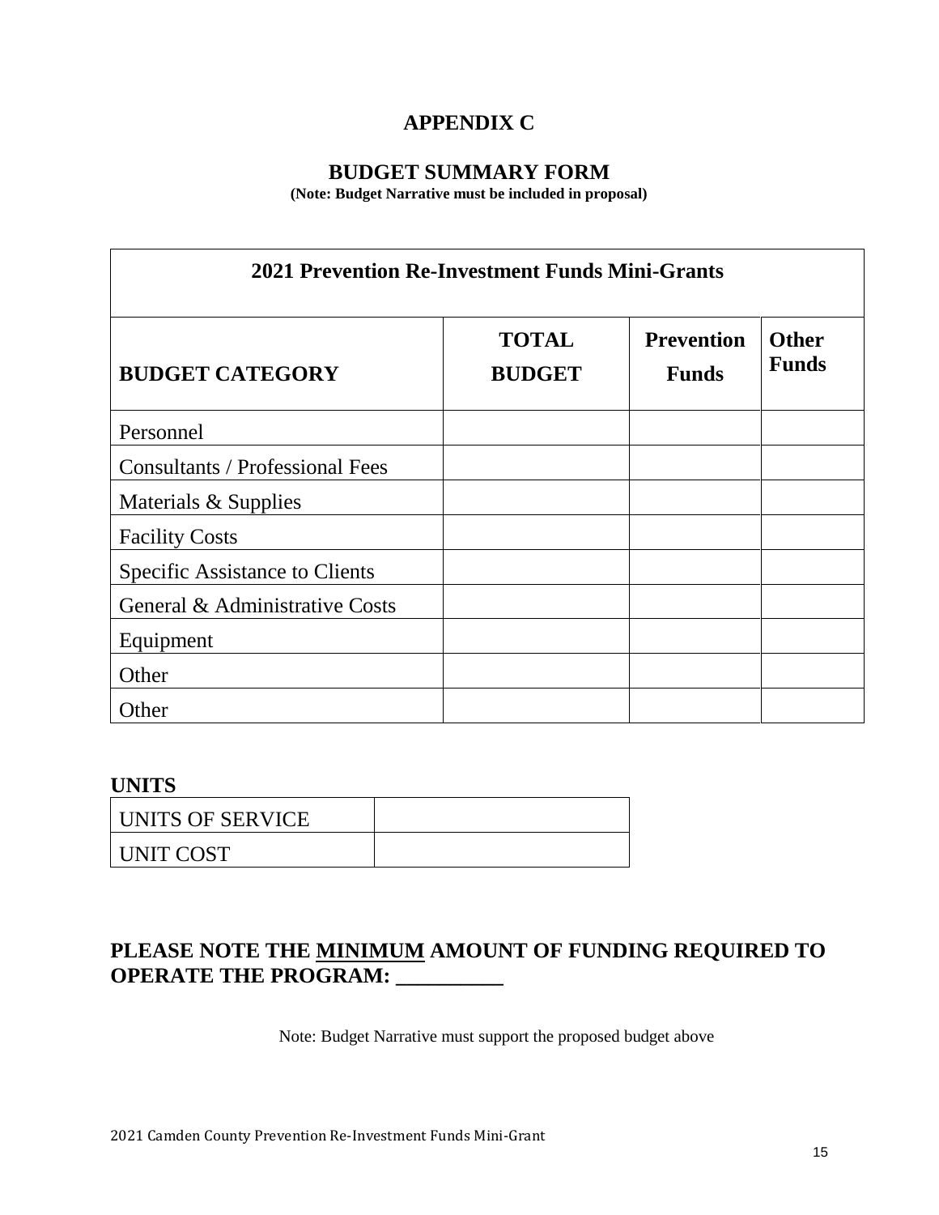# APPENDIX C

## BUDGET SUMMARY FORM

**(Note: Budget Narrative must be included in proposal)**

| 2021 Prevention Re-Investment Funds Mini-Grants | | | |
|---|---|---|---|
| **BUDGET CATEGORY** | **TOTAL BUDGET** | **Prevention Funds** | **Other Funds** |
| Personnel | | | |
| Consultants / Professional Fees | | | |
| Materials & Supplies | | | |
| Facility Costs | | | |
| Specific Assistance to Clients | | | |
| General & Administrative Costs | | | |
| Equipment | | | |
| Other | | | |
| Other | | | |

**UNITS**

| UNITS OF SERVICE | |
|---|---|
| UNIT COST | |

**PLEASE NOTE THE <u>MINIMUM</u> AMOUNT OF FUNDING REQUIRED TO OPERATE THE PROGRAM: __________**

Note: Budget Narrative must support the proposed budget above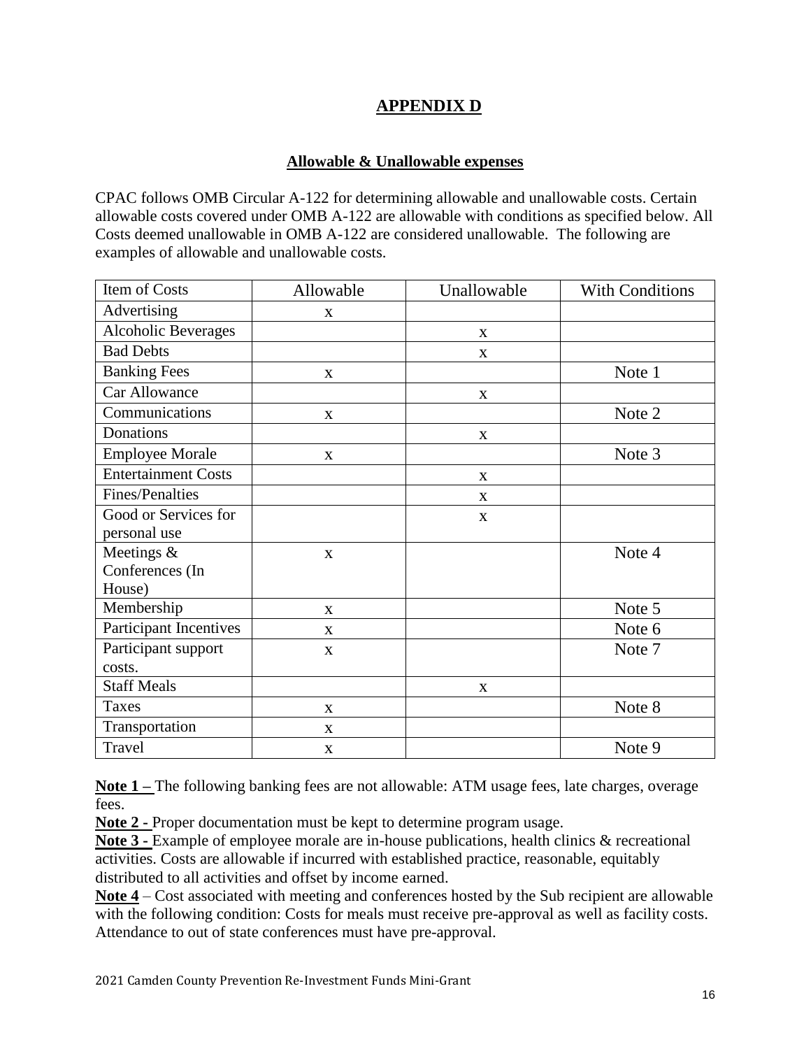# APPENDIX D

## Allowable & Unallowable expenses

CPAC follows OMB Circular A-122 for determining allowable and unallowable costs. Certain allowable costs covered under OMB A-122 are allowable with conditions as specified below. All Costs deemed unallowable in OMB A-122 are considered unallowable. The following are examples of allowable and unallowable costs.

| Item of Costs | Allowable | Unallowable | With Conditions |
|---|---|---|---|
| Advertising | x | | |
| Alcoholic Beverages | | x | |
| Bad Debts | | x | |
| Banking Fees | x | | Note 1 |
| Car Allowance | | x | |
| Communications | x | | Note 2 |
| Donations | | x | |
| Employee Morale | x | | Note 3 |
| Entertainment Costs | | x | |
| Fines/Penalties | | x | |
| Good or Services for personal use | | x | |
| Meetings & Conferences (In House) | x | | Note 4 |
| Membership | x | | Note 5 |
| Participant Incentives | x | | Note 6 |
| Participant support costs. | x | | Note 7 |
| Staff Meals | | x | |
| Taxes | x | | Note 8 |
| Transportation | x | | |
| Travel | x | | Note 9 |

**Note 1 –** The following banking fees are not allowable: ATM usage fees, late charges, overage fees.

**Note 2 -** Proper documentation must be kept to determine program usage.

**Note 3 -** Example of employee morale are in-house publications, health clinics & recreational activities. Costs are allowable if incurred with established practice, reasonable, equitably distributed to all activities and offset by income earned.

**Note 4** – Cost associated with meeting and conferences hosted by the Sub recipient are allowable with the following condition: Costs for meals must receive pre-approval as well as facility costs. Attendance to out of state conferences must have pre-approval.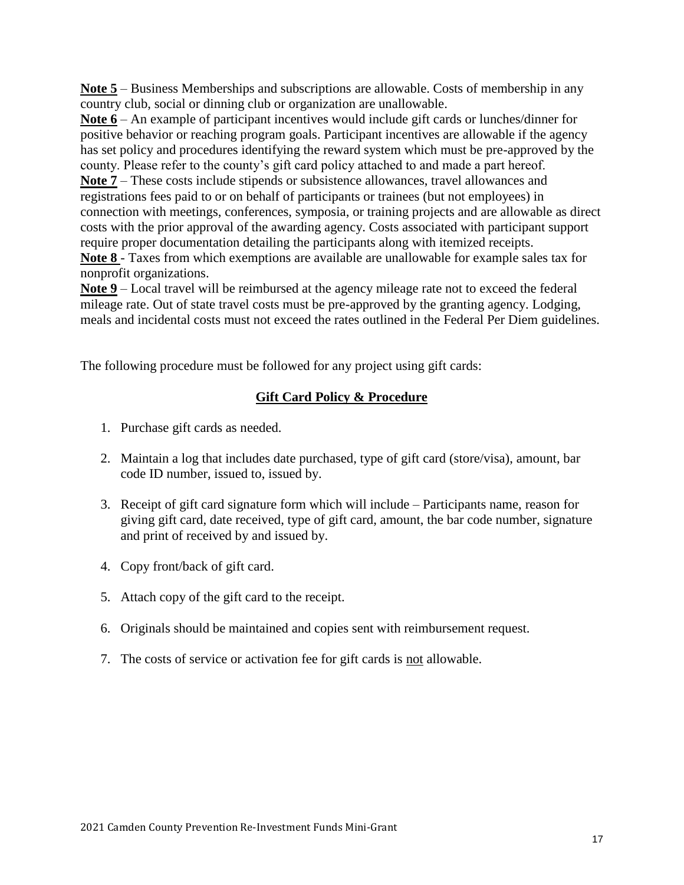**<u>Note 5</u>** – Business Memberships and subscriptions are allowable. Costs of membership in any country club, social or dinning club or organization are unallowable.
**<u>Note 6</u>** – An example of participant incentives would include gift cards or lunches/dinner for positive behavior or reaching program goals. Participant incentives are allowable if the agency has set policy and procedures identifying the reward system which must be pre-approved by the county. Please refer to the county's gift card policy attached to and made a part hereof.
**<u>Note 7</u>** – These costs include stipends or subsistence allowances, travel allowances and registrations fees paid to or on behalf of participants or trainees (but not employees) in connection with meetings, conferences, symposia, or training projects and are allowable as direct costs with the prior approval of the awarding agency. Costs associated with participant support require proper documentation detailing the participants along with itemized receipts.
**<u>Note 8</u>** - Taxes from which exemptions are available are unallowable for example sales tax for nonprofit organizations.
**<u>Note 9</u>** – Local travel will be reimbursed at the agency mileage rate not to exceed the federal mileage rate. Out of state travel costs must be pre-approved by the granting agency. Lodging, meals and incidental costs must not exceed the rates outlined in the Federal Per Diem guidelines.

The following procedure must be followed for any project using gift cards:

## <u>Gift Card Policy & Procedure</u>

1. Purchase gift cards as needed.

2. Maintain a log that includes date purchased, type of gift card (store/visa), amount, bar code ID number, issued to, issued by.

3. Receipt of gift card signature form which will include – Participants name, reason for giving gift card, date received, type of gift card, amount, the bar code number, signature and print of received by and issued by.

4. Copy front/back of gift card.

5. Attach copy of the gift card to the receipt.

6. Originals should be maintained and copies sent with reimbursement request.

7. The costs of service or activation fee for gift cards is <u>not</u> allowable.